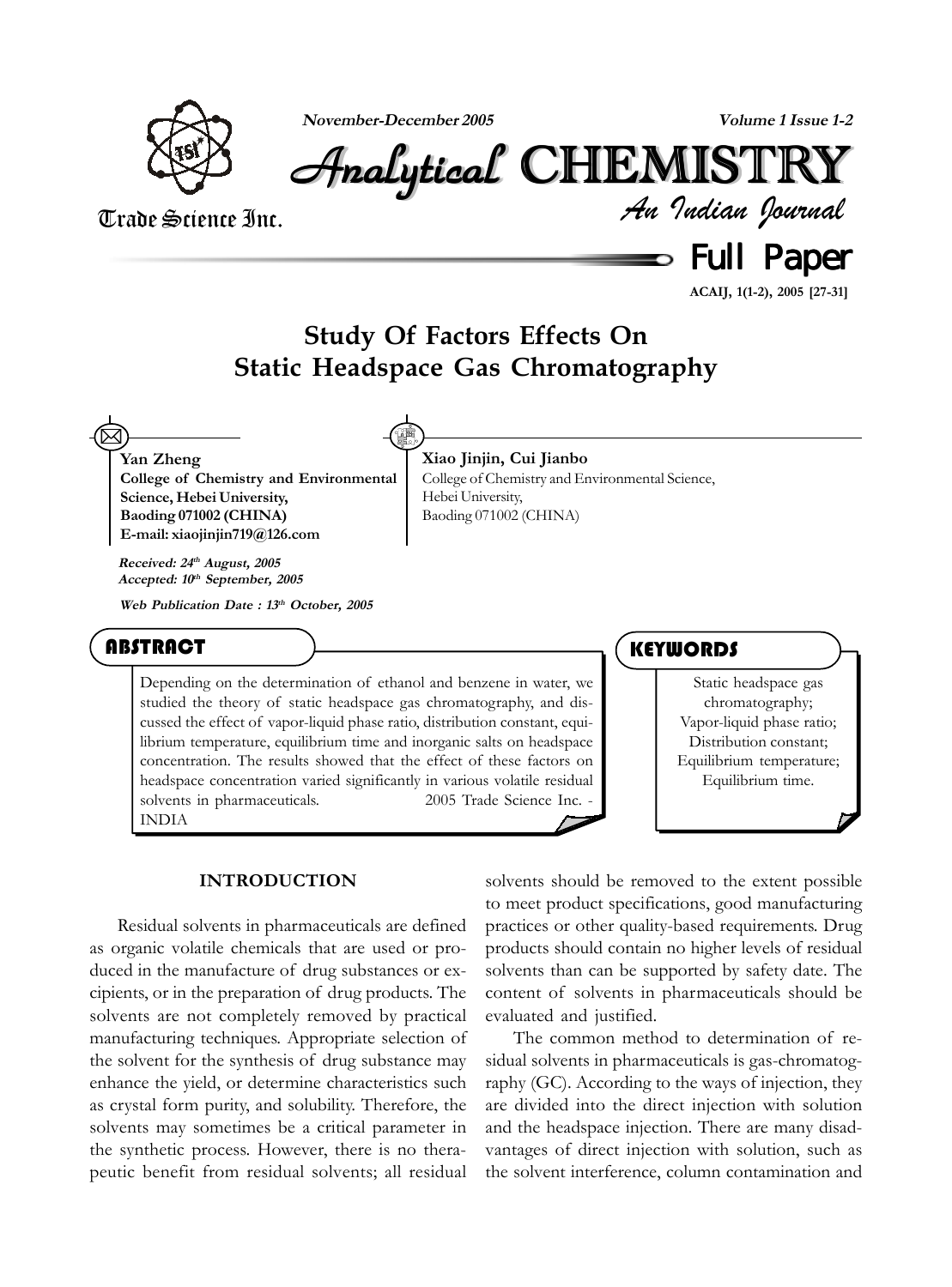# Study Of Factors Effects On Static Headspace Gas Chromatography

**Yan Zheng**
**College of Chemistry and Environmental Science, Hebei University, Baoding 071002 (CHINA)**
**E-mail: xiaojinjin719@126.com**

**Xiao Jinjin, Cui Jianbo**
College of Chemistry and Environmental Science, Hebei University, Baoding 071002 (CHINA)

***Received: 24th August, 2005***
***Accepted: 10th September, 2005***

***Web Publication Date : 13th October, 2005***

## ABSTRACT

Depending on the determination of ethanol and benzene in water, we studied the theory of static headspace gas chromatography, and discussed the effect of vapor-liquid phase ratio, distribution constant, equilibrium temperature, equilibrium time and inorganic salts on headspace concentration. The results showed that the effect of these factors on headspace concentration varied significantly in various volatile residual solvents in pharmaceuticals. 2005 Trade Science Inc. - INDIA

## KEYWORDS

Static headspace gas chromatography;
Vapor-liquid phase ratio;
Distribution constant;
Equilibrium temperature;
Equilibrium time.

## INTRODUCTION

Residual solvents in pharmaceuticals are defined as organic volatile chemicals that are used or produced in the manufacture of drug substances or excipients, or in the preparation of drug products. The solvents are not completely removed by practical manufacturing techniques. Appropriate selection of the solvent for the synthesis of drug substance may enhance the yield, or determine characteristics such as crystal form purity, and solubility. Therefore, the solvents may sometimes be a critical parameter in the synthetic process. However, there is no therapeutic benefit from residual solvents; all residual solvents should be removed to the extent possible to meet product specifications, good manufacturing practices or other quality-based requirements. Drug products should contain no higher levels of residual solvents than can be supported by safety date. The content of solvents in pharmaceuticals should be evaluated and justified.

The common method to determination of residual solvents in pharmaceuticals is gas-chromatography (GC). According to the ways of injection, they are divided into the direct injection with solution and the headspace injection. There are many disadvantages of direct injection with solution, such as the solvent interference, column contamination and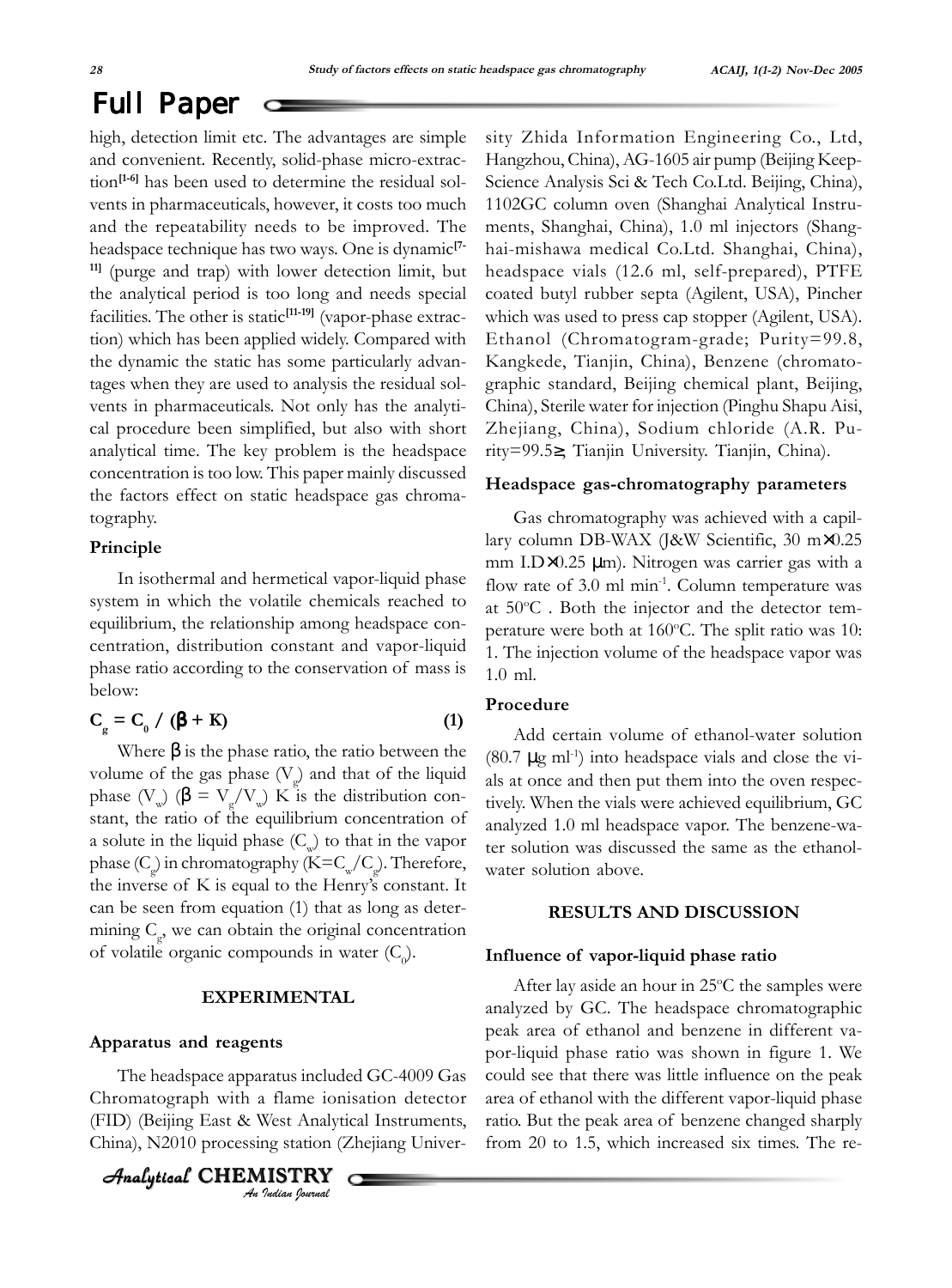high, detection limit etc. The advantages are simple and convenient. Recently, solid-phase micro-extraction[1-6] has been used to determine the residual solvents in pharmaceuticals, however, it costs too much and the repeatability needs to be improved. The headspace technique has two ways. One is dynamic[7-11] (purge and trap) with lower detection limit, but the analytical period is too long and needs special facilities. The other is static[11-19] (vapor-phase extraction) which has been applied widely. Compared with the dynamic the static has some particularly advantages when they are used to analysis the residual solvents in pharmaceuticals. Not only has the analytical procedure been simplified, but also with short analytical time. The key problem is the headspace concentration is too low. This paper mainly discussed the factors effect on static headspace gas chromatography.

### Principle

In isothermal and hermetical vapor-liquid phase system in which the volatile chemicals reached to equilibrium, the relationship among headspace concentration, distribution constant and vapor-liquid phase ratio according to the conservation of mass is below:

$$C_g = C_0 / (\beta + K) \quad (1)$$

Where $\beta$ is the phase ratio, the ratio between the volume of the gas phase ($V_g$) and that of the liquid phase ($V_w$) ($\beta = V_g/V_w$) K is the distribution constant, the ratio of the equilibrium concentration of a solute in the liquid phase ($C_w$) to that in the vapor phase ($C_g$) in chromatography ($K=C_w/C_g$). Therefore, the inverse of K is equal to the Henry's constant. It can be seen from equation (1) that as long as determining $C_g$, we can obtain the original concentration of volatile organic compounds in water ($C_0$).

## EXPERIMENTAL

### Apparatus and reagents

The headspace apparatus included GC-4009 Gas Chromatograph with a flame ionisation detector (FID) (Beijing East & West Analytical Instruments, China), N2010 processing station (Zhejiang University Zhida Information Engineering Co., Ltd, Hangzhou, China), AG-1605 air pump (Beijing Keep-Science Analysis Sci & Tech Co.Ltd. Beijing, China), 1102GC column oven (Shanghai Analytical Instruments, Shanghai, China), 1.0 ml injectors (Shanghai-mishawa medical Co.Ltd. Shanghai, China), headspace vials (12.6 ml, self-prepared), PTFE coated butyl rubber septa (Agilent, USA), Pincher which was used to press cap stopper (Agilent, USA). Ethanol (Chromatogram-grade; Purity=99.8, Kangkede, Tianjin, China), Benzene (chromatographic standard, Beijing chemical plant, Beijing, China), Sterile water for injection (Pinghu Shapu Aisi, Zhejiang, China), Sodium chloride (A.R. Purity=99.5≥, Tianjin University. Tianjin, China).

### Headspace gas-chromatography parameters

Gas chromatography was achieved with a capillary column DB-WAX (J&W Scientific, 30 m×0.25 mm I.D×0.25 μm). Nitrogen was carrier gas with a flow rate of 3.0 ml $min^{-1}$. Column temperature was at 50°C . Both the injector and the detector temperature were both at 160°C. The split ratio was 10: 1. The injection volume of the headspace vapor was 1.0 ml.

### Procedure

Add certain volume of ethanol-water solution (80.7 μg $ml^{-1}$) into headspace vials and close the vials at once and then put them into the oven respectively. When the vials were achieved equilibrium, GC analyzed 1.0 ml headspace vapor. The benzene-water solution was discussed the same as the ethanol-water solution above.

## RESULTS AND DISCUSSION

### Influence of vapor-liquid phase ratio

After lay aside an hour in 25°C the samples were analyzed by GC. The headspace chromatographic peak area of ethanol and benzene in different vapor-liquid phase ratio was shown in figure 1. We could see that there was little influence on the peak area of ethanol with the different vapor-liquid phase ratio. But the peak area of benzene changed sharply from 20 to 1.5, which increased six times. The re-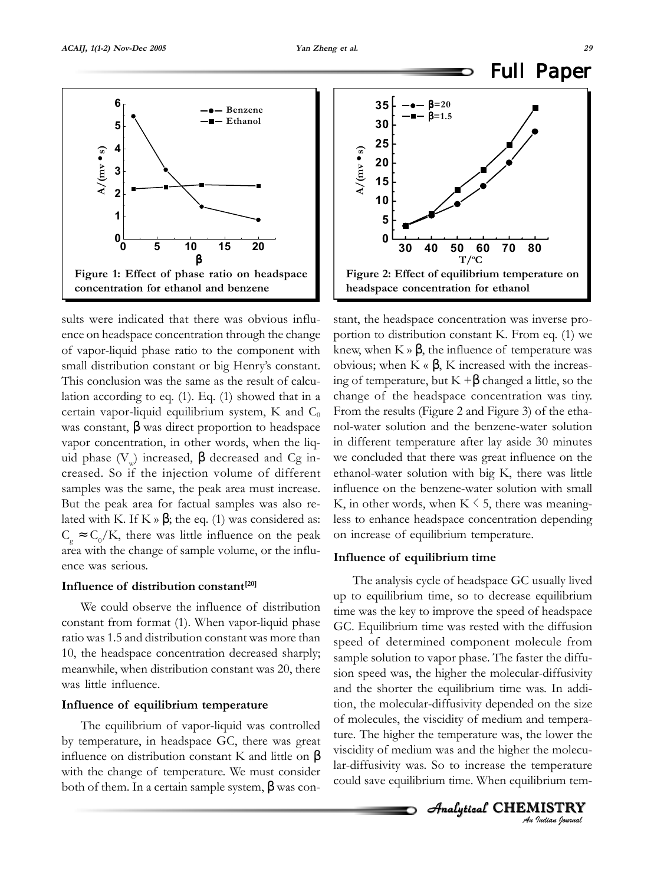Figure 1: Effect of phase ratio on headspace concentration for ethanol and benzene

Figure 2: Effect of equilibrium temperature on headspace concentration for ethanol

sults were indicated that there was obvious influence on headspace concentration through the change of vapor-liquid phase ratio to the component with small distribution constant or big Henry's constant. This conclusion was the same as the result of calculation according to eq. (1). Eq. (1) showed that in a certain vapor-liquid equilibrium system, K and $C_0$ was constant, $\beta$ was direct proportion to headspace vapor concentration, in other words, when the liquid phase ($V_w$) increased, $\beta$ decreased and Cg increased. So if the injection volume of different samples was the same, the peak area must increase. But the peak area for factual samples was also related with K. If K » $\beta$; the eq. (1) was considered as: $C_g \approx C_0/K$, there was little influence on the peak area with the change of sample volume, or the influence was serious.

### Influence of distribution constant[20]

We could observe the influence of distribution constant from format (1). When vapor-liquid phase ratio was 1.5 and distribution constant was more than 10, the headspace concentration decreased sharply; meanwhile, when distribution constant was 20, there was little influence.

### Influence of equilibrium temperature

The equilibrium of vapor-liquid was controlled by temperature, in headspace GC, there was great influence on distribution constant K and little on $\beta$ with the change of temperature. We must consider both of them. In a certain sample system, $\beta$ was constant, the headspace concentration was inverse proportion to distribution constant K. From eq. (1) we knew, when K » $\beta$, the influence of temperature was obvious; when K « $\beta$, K increased with the increasing of temperature, but K +$\beta$ changed a little, so the change of the headspace concentration was tiny. From the results (Figure 2 and Figure 3) of the ethanol-water solution and the benzene-water solution in different temperature after lay aside 30 minutes we concluded that there was great influence on the ethanol-water solution with big K, there was little influence on the benzene-water solution with small K, in other words, when K < 5, there was meaningless to enhance headspace concentration depending on increase of equilibrium temperature.

### Influence of equilibrium time

The analysis cycle of headspace GC usually lived up to equilibrium time, so to decrease equilibrium time was the key to improve the speed of headspace GC. Equilibrium time was rested with the diffusion speed of determined component molecule from sample solution to vapor phase. The faster the diffusion speed was, the higher the molecular-diffusivity and the shorter the equilibrium time was. In addition, the molecular-diffusivity depended on the size of molecules, the viscidity of medium and temperature. The higher the temperature was, the lower the viscidity of medium was and the higher the molecular-diffusivity was. So to increase the temperature could save equilibrium time. When equilibrium tem-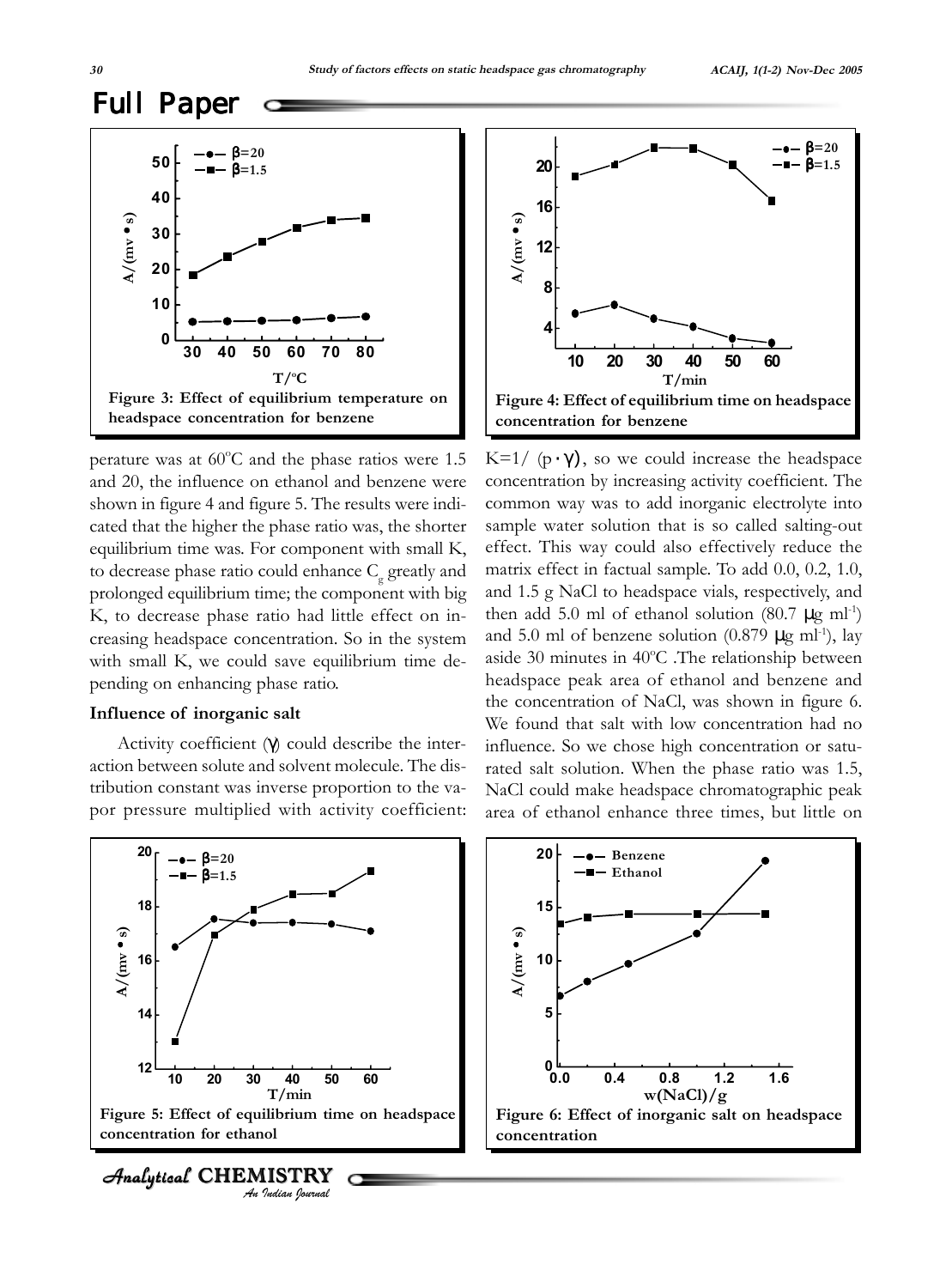perature was at 60°C and the phase ratios were 1.5 and 20, the influence on ethanol and benzene were shown in figure 4 and figure 5. The results were indicated that the higher the phase ratio was, the shorter equilibrium time was. For component with small K, to decrease phase ratio could enhance $C_g$ greatly and prolonged equilibrium time; the component with big K, to decrease phase ratio had little effect on increasing headspace concentration. So in the system with small K, we could save equilibrium time depending on enhancing phase ratio.

Figure 3: Effect of equilibrium temperature on headspace concentration for benzene

Figure 4: Effect of equilibrium time on headspace concentration for benzene

### Influence of inorganic salt

Activity coefficient ($\gamma$) could describe the interaction between solute and solvent molecule. The distribution constant was inverse proportion to the vapor pressure multiplied with activity coefficient: $K=1/(p \cdot \gamma)$, so we could increase the headspace concentration by increasing activity coefficient. The common way was to add inorganic electrolyte into sample water solution that is so called salting-out effect. This way could also effectively reduce the matrix effect in factual sample. To add 0.0, 0.2, 1.0, and 1.5 g NaCl to headspace vials, respectively, and then add 5.0 ml of ethanol solution (80.7 $\mu$g ml$^{-1}$) and 5.0 ml of benzene solution (0.879 $\mu$g ml$^{-1}$), lay aside 30 minutes in 40°C .The relationship between headspace peak area of ethanol and benzene and the concentration of NaCl, was shown in figure 6. We found that salt with low concentration had no influence. So we chose high concentration or saturated salt solution. When the phase ratio was 1.5, NaCl could make headspace chromatographic peak area of ethanol enhance three times, but little on

Figure 5: Effect of equilibrium time on headspace concentration for ethanol

Figure 6: Effect of inorganic salt on headspace concentration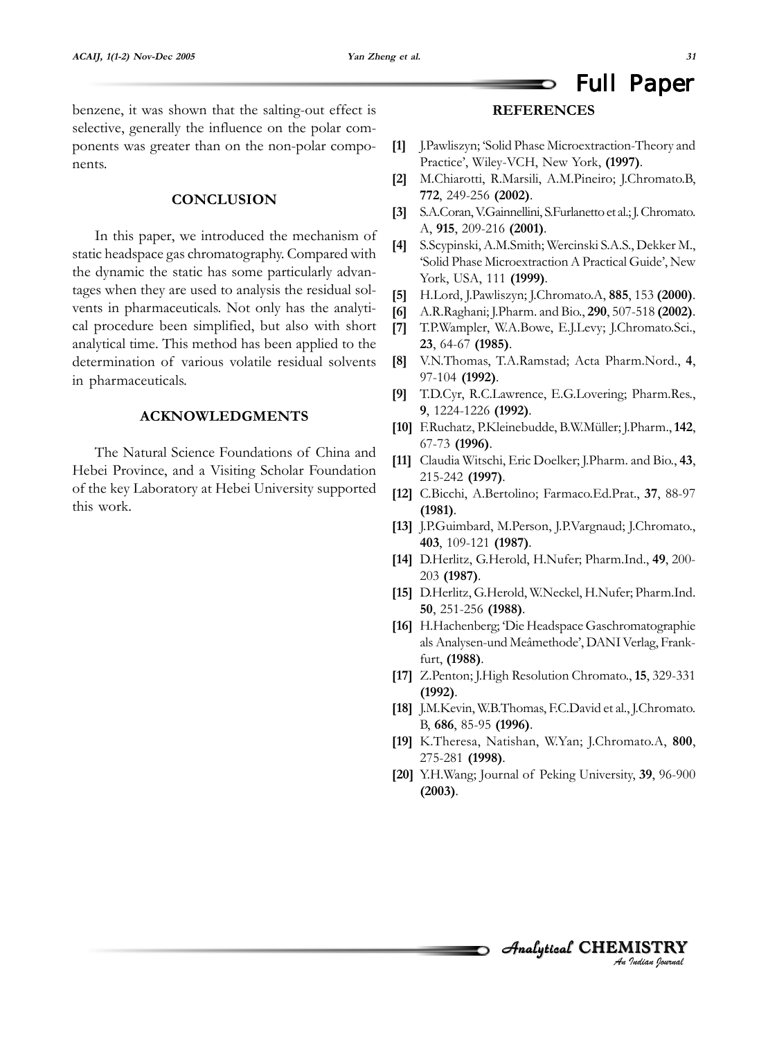benzene, it was shown that the salting-out effect is selective, generally the influence on the polar components was greater than on the non-polar components.

## CONCLUSION

In this paper, we introduced the mechanism of static headspace gas chromatography. Compared with the dynamic the static has some particularly advantages when they are used to analysis the residual solvents in pharmaceuticals. Not only has the analytical procedure been simplified, but also with short analytical time. This method has been applied to the determination of various volatile residual solvents in pharmaceuticals.

## ACKNOWLEDGMENTS

The Natural Science Foundations of China and Hebei Province, and a Visiting Scholar Foundation of the key Laboratory at Hebei University supported this work.

## REFERENCES

**[1]** J.Pawliszyn; 'Solid Phase Microextraction-Theory and Practice', Wiley-VCH, New York, **(1997)**.

**[2]** M.Chiarotti, R.Marsili, A.M.Pineiro; J.Chromato.B, **772**, 249-256 **(2002)**.

**[3]** S.A.Coran, V.Gainnellini, S.Furlanetto et al.; J. Chromato. A, **915**, 209-216 **(2001)**.

**[4]** S.Scypinski, A.M.Smith; Wercinski S.A.S., Dekker M., 'Solid Phase Microextraction A Practical Guide', New York, USA, 111 **(1999)**.

**[5]** H.Lord, J.Pawliszyn; J.Chromato.A, **885**, 153 **(2000)**.

**[6]** A.R.Raghani; J.Pharm. and Bio., **290**, 507-518 **(2002)**.

**[7]** T.P.Wampler, W.A.Bowe, E.J.Levy; J.Chromato.Sci., **23**, 64-67 **(1985)**.

**[8]** V.N.Thomas, T.A.Ramstad; Acta Pharm.Nord., **4**, 97-104 **(1992)**.

**[9]** T.D.Cyr, R.C.Lawrence, E.G.Lovering; Pharm.Res., **9**, 1224-1226 **(1992)**.

**[10]** F.Ruchatz, P.Kleinebudde, B.W.Müller; J.Pharm., **142**, 67-73 **(1996)**.

**[11]** Claudia Witschi, Eric Doelker; J.Pharm. and Bio., **43**, 215-242 **(1997)**.

**[12]** C.Bicchi, A.Bertolino; Farmaco.Ed.Prat., **37**, 88-97 **(1981)**.

**[13]** J.P.Guimbard, M.Person, J.P.Vargnaud; J.Chromato., **403**, 109-121 **(1987)**.

**[14]** D.Herlitz, G.Herold, H.Nufer; Pharm.Ind., **49**, 200-203 **(1987)**.

**[15]** D.Herlitz, G.Herold, W.Neckel, H.Nufer; Pharm.Ind. **50**, 251-256 **(1988)**.

**[16]** H.Hachenberg; 'Die Headspace Gaschromatographie als Analysen-und Meâmethode', DANI Verlag, Frankfurt, **(1988)**.

**[17]** Z.Penton; J.High Resolution Chromato., **15**, 329-331 **(1992)**.

**[18]** J.M.Kevin, W.B.Thomas, F.C.David et al., J.Chromato. B, **686**, 85-95 **(1996)**.

**[19]** K.Theresa, Natishan, W.Yan; J.Chromato.A, **800**, 275-281 **(1998)**.

**[20]** Y.H.Wang; Journal of Peking University, **39**, 96-900 **(2003)**.